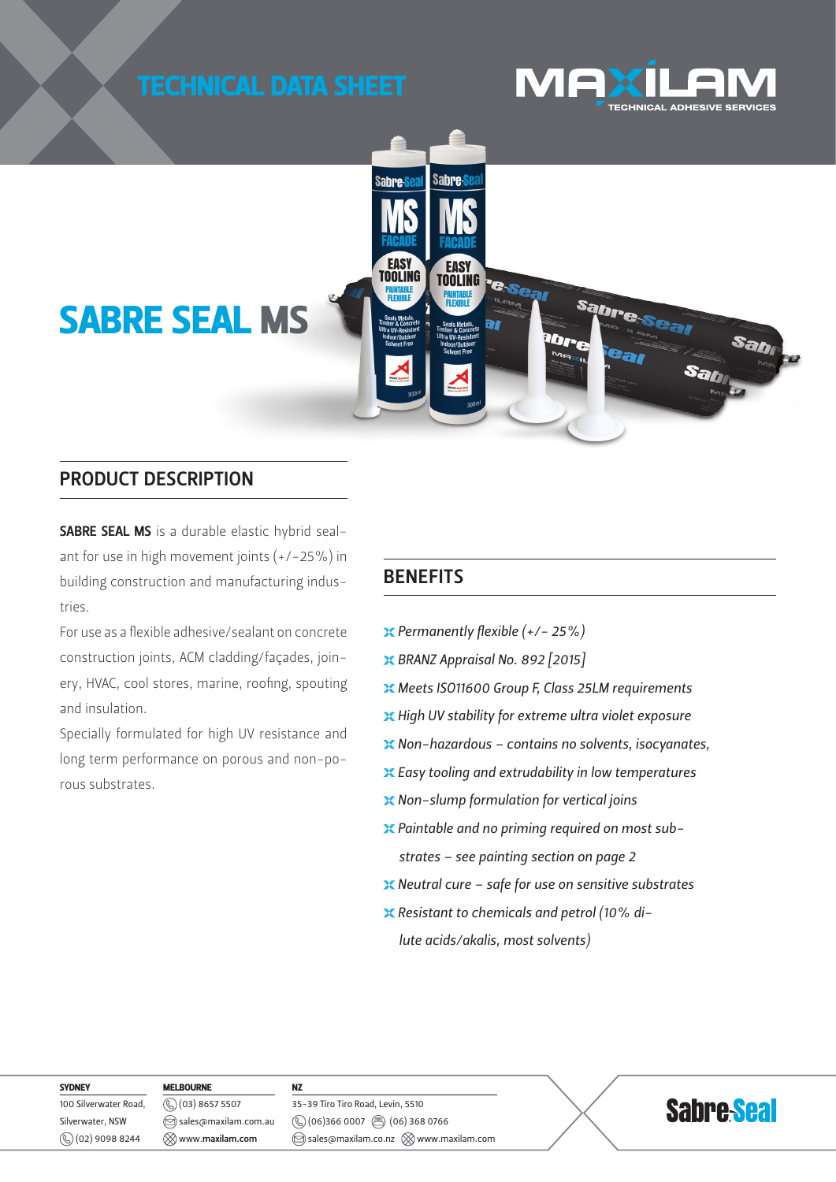TECHNICAL DATA SHEET

MAXILAM TECHNICAL ADHESIVE SERVICES

# SABRE SEAL MS

## PRODUCT DESCRIPTION

**SABRE SEAL MS** is a durable elastic hybrid sealant for use in high movement joints (+/-25%) in building construction and manufacturing industries.

For use as a flexible adhesive/sealant on concrete construction joints, ACM cladding/façades, joinery, HVAC, cool stores, marine, roofing, spouting and insulation.

Specially formulated for high UV resistance and long term performance on porous and non-porous substrates.

## BENEFITS

- *Permanently flexible (+/- 25%)*
- *BRANZ Appraisal No. 892 [2015]*
- *Meets ISO11600 Group F, Class 25LM requirements*
- *High UV stability for extreme ultra violet exposure*
- *Non-hazardous – contains no solvents, isocyanates,*
- *Easy tooling and extrudability in low temperatures*
- *Non-slump formulation for vertical joins*
- *Paintable and no priming required on most substrates – see painting section on page 2*
- *Neutral cure – safe for use on sensitive substrates*
- *Resistant to chemicals and petrol (10% dilute acids/akalis, most solvents)*

**SYDNEY**
100 Silverwater Road, Silverwater, NSW
(02) 9098 8244

**MELBOURNE**
(03) 8657 5507
sales@maxilam.com.au
www.maxilam.com

**NZ**
35-39 Tiro Tiro Road, Levin, 5510
(06)366 0007 (06) 368 0766
sales@maxilam.co.nz www.maxilam.com

Sabre-Seal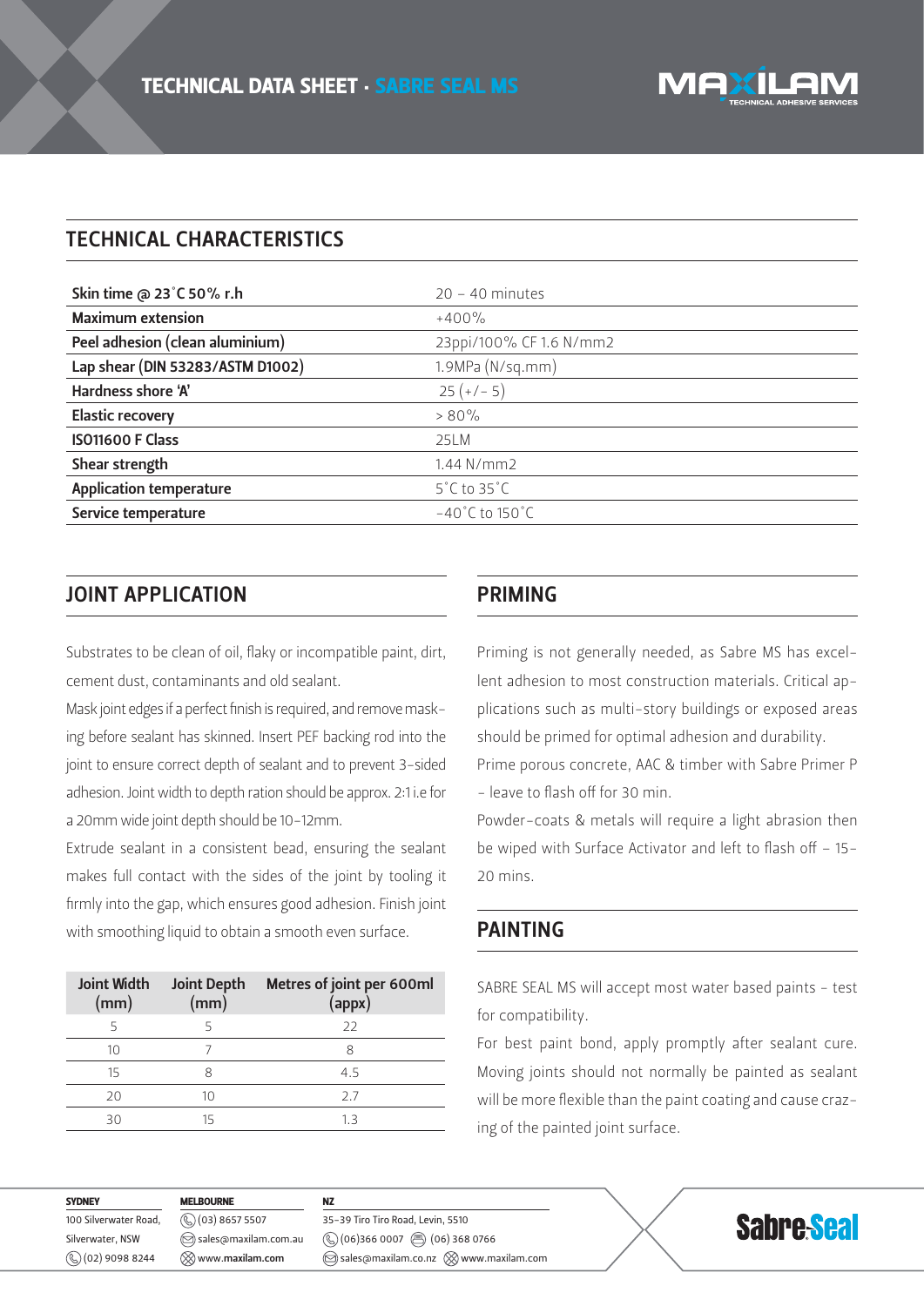## TECHNICAL CHARACTERISTICS

| | |
|---|---|
| **Skin time @ 23˚C 50% r.h** | 20 – 40 minutes |
| **Maximum extension** | +400% |
| **Peel adhesion (clean aluminium)** | 23ppi/100% CF 1.6 N/mm2 |
| **Lap shear (DIN 53283/ASTM D1002)** | 1.9MPa (N/sq.mm) |
| **Hardness shore 'A'** | 25 (+/- 5) |
| **Elastic recovery** | > 80% |
| **ISO11600 F Class** | 25LM |
| **Shear strength** | 1.44 N/mm2 |
| **Application temperature** | 5˚C to 35˚C |
| **Service temperature** | -40˚C to 150˚C |

## JOINT APPLICATION

Substrates to be clean of oil, flaky or incompatible paint, dirt, cement dust, contaminants and old sealant.

Mask joint edges if a perfect finish is required, and remove masking before sealant has skinned. Insert PEF backing rod into the joint to ensure correct depth of sealant and to prevent 3-sided adhesion. Joint width to depth ration should be approx. 2:1 i.e for a 20mm wide joint depth should be 10-12mm.

Extrude sealant in a consistent bead, ensuring the sealant makes full contact with the sides of the joint by tooling it firmly into the gap, which ensures good adhesion. Finish joint with smoothing liquid to obtain a smooth even surface.

| Joint Width (mm) | Joint Depth (mm) | Metres of joint per 600ml (appx) |
|---|---|---|
| 5 | 5 | 22 |
| 10 | 7 | 8 |
| 15 | 8 | 4.5 |
| 20 | 10 | 2.7 |
| 30 | 15 | 1.3 |

## PRIMING

Priming is not generally needed, as Sabre MS has excellent adhesion to most construction materials. Critical applications such as multi-story buildings or exposed areas should be primed for optimal adhesion and durability.

Prime porous concrete, AAC & timber with Sabre Primer P - leave to flash off for 30 min.

Powder-coats & metals will require a light abrasion then be wiped with Surface Activator and left to flash off - 15-20 mins.

## PAINTING

SABRE SEAL MS will accept most water based paints - test for compatibility.

For best paint bond, apply promptly after sealant cure. Moving joints should not normally be painted as sealant will be more flexible than the paint coating and cause crazing of the painted joint surface.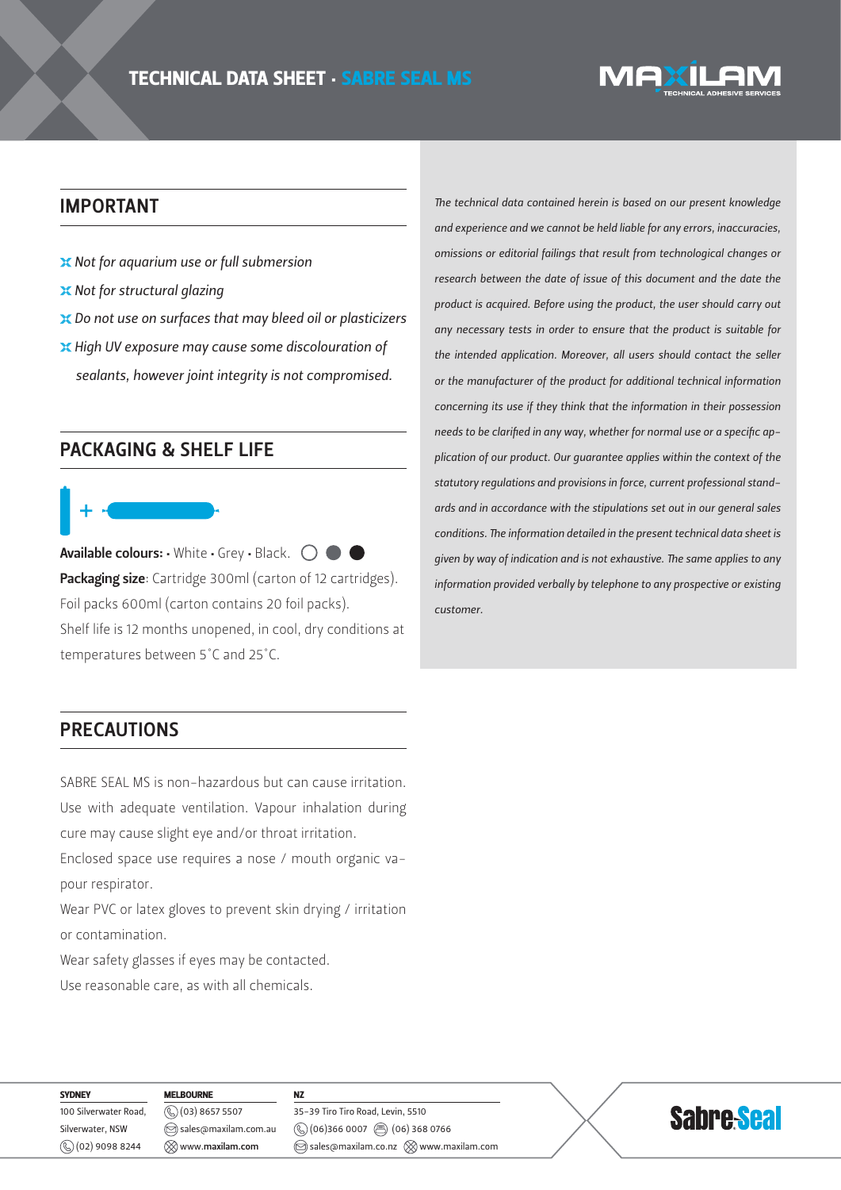## IMPORTANT

- *Not for aquarium use or full submersion*
- *Not for structural glazing*
- *Do not use on surfaces that may bleed oil or plasticizers*
- *High UV exposure may cause some discolouration of sealants, however joint integrity is not compromised.*

## PACKAGING & SHELF LIFE

**Available colours:** • White • Grey • Black.

**Packaging size**: Cartridge 300ml (carton of 12 cartridges). Foil packs 600ml (carton contains 20 foil packs).

Shelf life is 12 months unopened, in cool, dry conditions at temperatures between 5˚C and 25˚C.

## PRECAUTIONS

SABRE SEAL MS is non-hazardous but can cause irritation. Use with adequate ventilation. Vapour inhalation during cure may cause slight eye and/or throat irritation.

Enclosed space use requires a nose / mouth organic vapour respirator.

Wear PVC or latex gloves to prevent skin drying / irritation or contamination.

Wear safety glasses if eyes may be contacted.

Use reasonable care, as with all chemicals.

*The technical data contained herein is based on our present knowledge and experience and we cannot be held liable for any errors, inaccuracies, omissions or editorial failings that result from technological changes or research between the date of issue of this document and the date the product is acquired. Before using the product, the user should carry out any necessary tests in order to ensure that the product is suitable for the intended application. Moreover, all users should contact the seller or the manufacturer of the product for additional technical information concerning its use if they think that the information in their possession needs to be clarified in any way, whether for normal use or a specific application of our product. Our guarantee applies within the context of the statutory regulations and provisions in force, current professional standards and in accordance with the stipulations set out in our general sales conditions. The information detailed in the present technical data sheet is given by way of indication and is not exhaustive. The same applies to any information provided verbally by telephone to any prospective or existing customer.*

**SYDNEY**
100 Silverwater Road, Silverwater, NSW
(02) 9098 8244

**MELBOURNE**
(03) 8657 5507
sales@maxilam.com.au
www.maxilam.com

**NZ**
35-39 Tiro Tiro Road, Levin, 5510
(06)366 0007 (06) 368 0766
sales@maxilam.co.nz www.maxilam.com